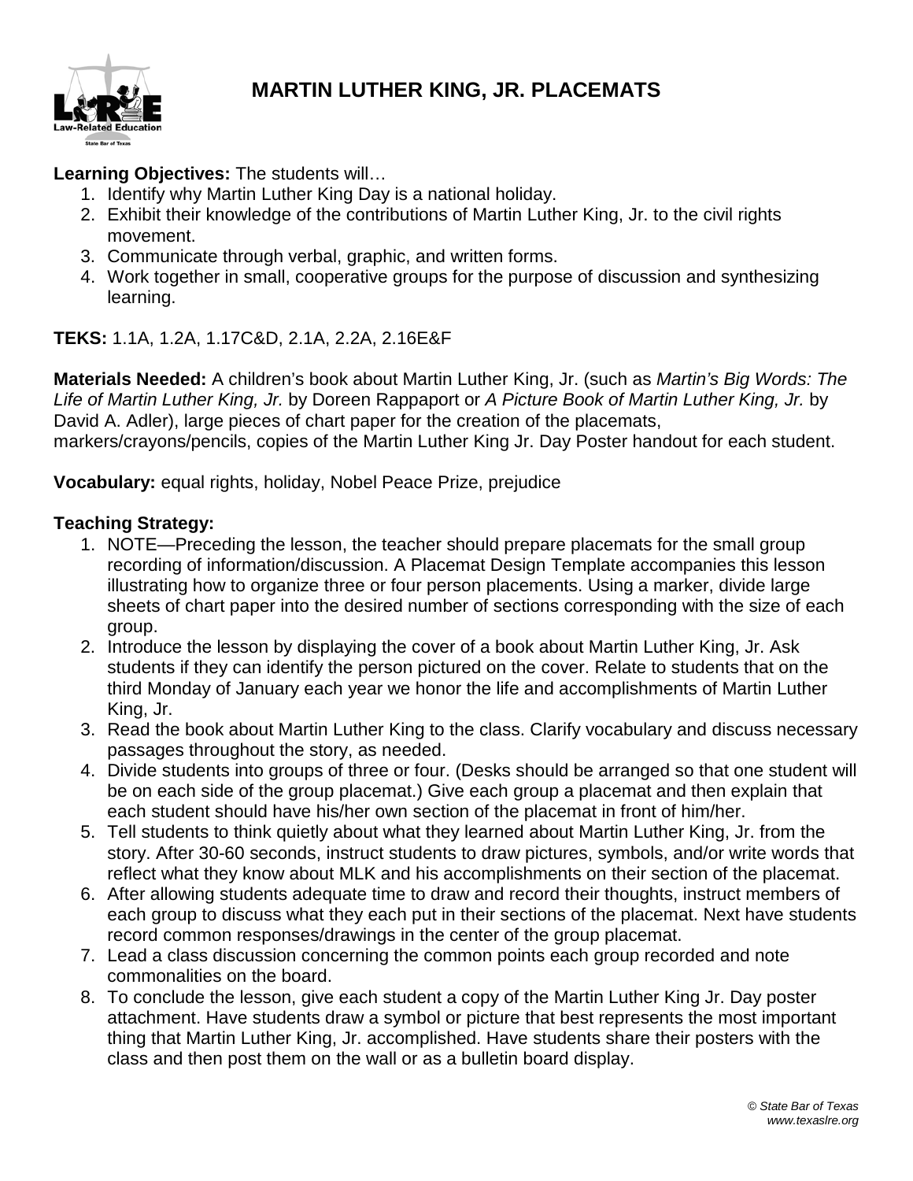# MARTIN LUTHER KING, JR. PLACEMATS

**Learning Objectives:** The students will…

1. Identify why Martin Luther King Day is a national holiday.
2. Exhibit their knowledge of the contributions of Martin Luther King, Jr. to the civil rights movement.
3. Communicate through verbal, graphic, and written forms.
4. Work together in small, cooperative groups for the purpose of discussion and synthesizing learning.

**TEKS:** 1.1A, 1.2A, 1.17C&D, 2.1A, 2.2A, 2.16E&F

**Materials Needed:** A children's book about Martin Luther King, Jr. (such as *Martin's Big Words: The Life of Martin Luther King, Jr.* by Doreen Rappaport or *A Picture Book of Martin Luther King, Jr.* by David A. Adler), large pieces of chart paper for the creation of the placemats, markers/crayons/pencils, copies of the Martin Luther King Jr. Day Poster handout for each student.

**Vocabulary:** equal rights, holiday, Nobel Peace Prize, prejudice

**Teaching Strategy:**

1. NOTE—Preceding the lesson, the teacher should prepare placemats for the small group recording of information/discussion. A Placemat Design Template accompanies this lesson illustrating how to organize three or four person placements. Using a marker, divide large sheets of chart paper into the desired number of sections corresponding with the size of each group.
2. Introduce the lesson by displaying the cover of a book about Martin Luther King, Jr. Ask students if they can identify the person pictured on the cover. Relate to students that on the third Monday of January each year we honor the life and accomplishments of Martin Luther King, Jr.
3. Read the book about Martin Luther King to the class. Clarify vocabulary and discuss necessary passages throughout the story, as needed.
4. Divide students into groups of three or four. (Desks should be arranged so that one student will be on each side of the group placemat.) Give each group a placemat and then explain that each student should have his/her own section of the placemat in front of him/her.
5. Tell students to think quietly about what they learned about Martin Luther King, Jr. from the story. After 30-60 seconds, instruct students to draw pictures, symbols, and/or write words that reflect what they know about MLK and his accomplishments on their section of the placemat.
6. After allowing students adequate time to draw and record their thoughts, instruct members of each group to discuss what they each put in their sections of the placemat. Next have students record common responses/drawings in the center of the group placemat.
7. Lead a class discussion concerning the common points each group recorded and note commonalities on the board.
8. To conclude the lesson, give each student a copy of the Martin Luther King Jr. Day poster attachment. Have students draw a symbol or picture that best represents the most important thing that Martin Luther King, Jr. accomplished. Have students share their posters with the class and then post them on the wall or as a bulletin board display.

*© State Bar of Texas*
*www.texaslre.org*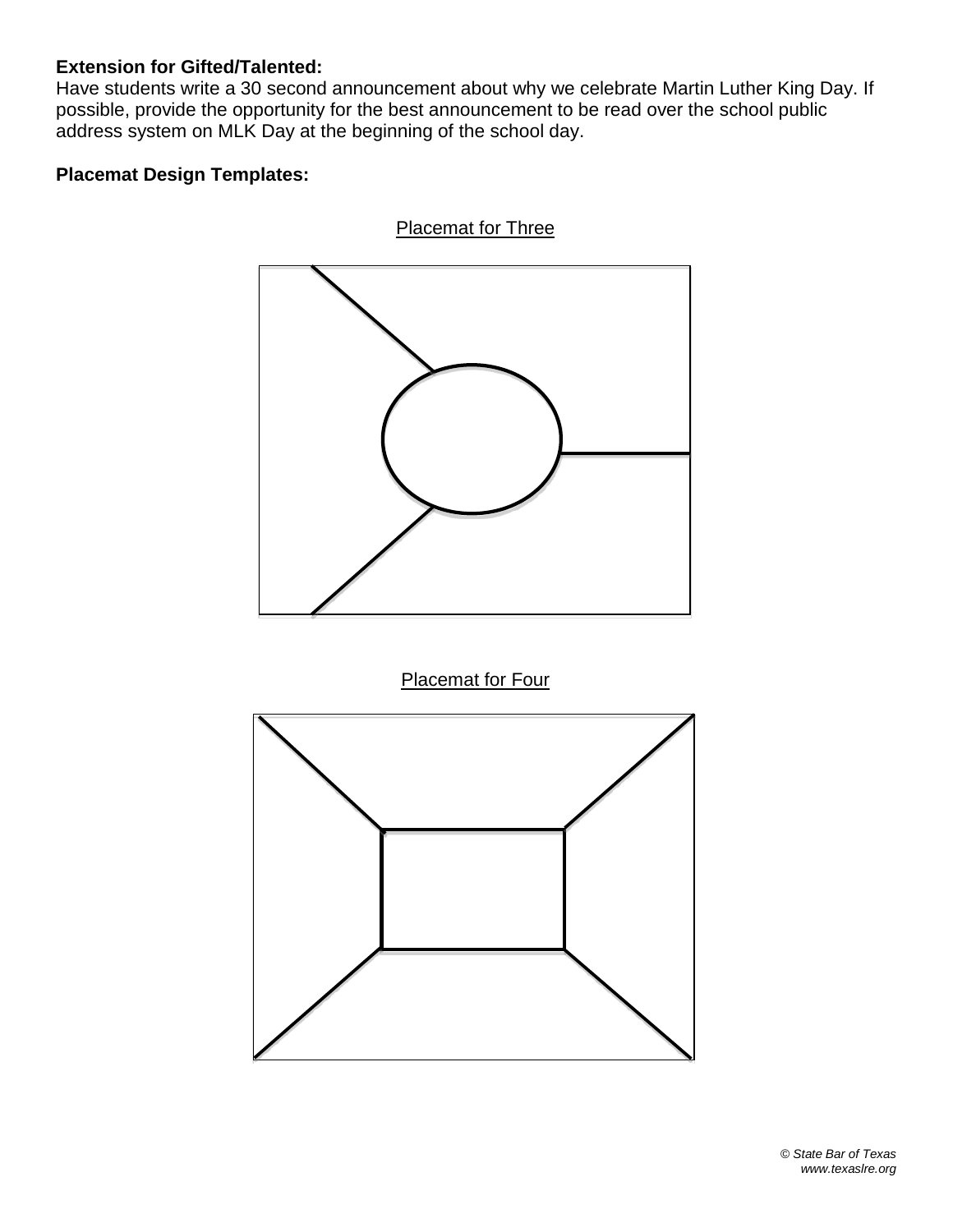**Extension for Gifted/Talented:**
Have students write a 30 second announcement about why we celebrate Martin Luther King Day. If possible, provide the opportunity for the best announcement to be read over the school public address system on MLK Day at the beginning of the school day.

**Placemat Design Templates:**

Placemat for Three

Placemat for Four

*© State Bar of Texas*
*www.texaslre.org*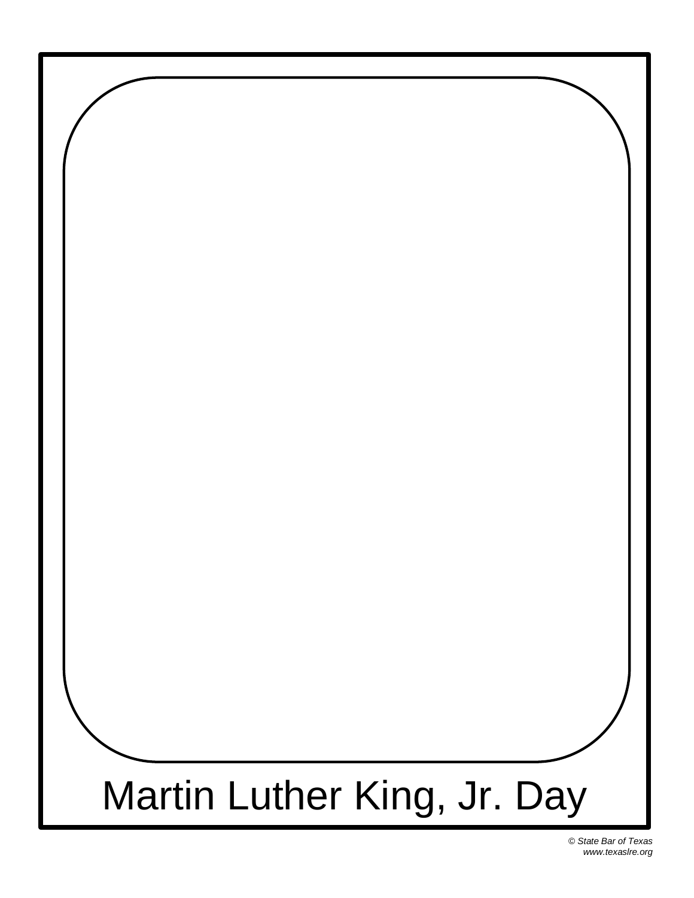Martin Luther King, Jr. Day

*© State Bar of Texas*
*www.texaslre.org*